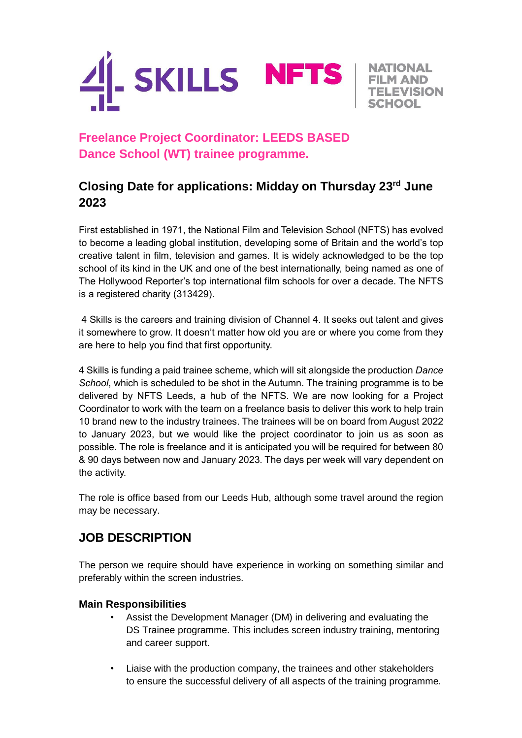# Freelance Project Coordinator: LEEDS BASED Dance School (WT) trainee programme.

## Closing Date for applications: Midday on Thursday 23rd June 2023

First established in 1971, the National Film and Television School (NFTS) has evolved to become a leading global institution, developing some of Britain and the world's top creative talent in film, television and games. It is widely acknowledged to be the top school of its kind in the UK and one of the best internationally, being named as one of The Hollywood Reporter's top international film schools for over a decade. The NFTS is a registered charity (313429).

4 Skills is the careers and training division of Channel 4. It seeks out talent and gives it somewhere to grow. It doesn't matter how old you are or where you come from they are here to help you find that first opportunity.

4 Skills is funding a paid trainee scheme, which will sit alongside the production *Dance School*, which is scheduled to be shot in the Autumn. The training programme is to be delivered by NFTS Leeds, a hub of the NFTS. We are now looking for a Project Coordinator to work with the team on a freelance basis to deliver this work to help train 10 brand new to the industry trainees. The trainees will be on board from August 2022 to January 2023, but we would like the project coordinator to join us as soon as possible. The role is freelance and it is anticipated you will be required for between 80 & 90 days between now and January 2023. The days per week will vary dependent on the activity.

The role is office based from our Leeds Hub, although some travel around the region may be necessary.

## JOB DESCRIPTION

The person we require should have experience in working on something similar and preferably within the screen industries.

### Main Responsibilities

- Assist the Development Manager (DM) in delivering and evaluating the DS Trainee programme. This includes screen industry training, mentoring and career support.
- Liaise with the production company, the trainees and other stakeholders to ensure the successful delivery of all aspects of the training programme.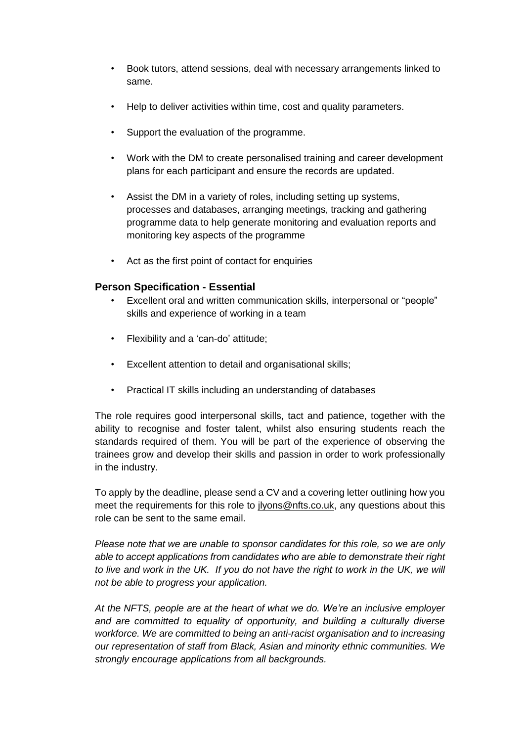- Book tutors, attend sessions, deal with necessary arrangements linked to same.
- Help to deliver activities within time, cost and quality parameters.
- Support the evaluation of the programme.
- Work with the DM to create personalised training and career development plans for each participant and ensure the records are updated.
- Assist the DM in a variety of roles, including setting up systems, processes and databases, arranging meetings, tracking and gathering programme data to help generate monitoring and evaluation reports and monitoring key aspects of the programme
- Act as the first point of contact for enquiries

### Person Specification - Essential

- Excellent oral and written communication skills, interpersonal or "people" skills and experience of working in a team
- Flexibility and a 'can-do' attitude;
- Excellent attention to detail and organisational skills;
- Practical IT skills including an understanding of databases

The role requires good interpersonal skills, tact and patience, together with the ability to recognise and foster talent, whilst also ensuring students reach the standards required of them. You will be part of the experience of observing the trainees grow and develop their skills and passion in order to work professionally in the industry.

To apply by the deadline, please send a CV and a covering letter outlining how you meet the requirements for this role to jlyons@nfts.co.uk, any questions about this role can be sent to the same email.

*Please note that we are unable to sponsor candidates for this role, so we are only able to accept applications from candidates who are able to demonstrate their right to live and work in the UK. If you do not have the right to work in the UK, we will not be able to progress your application.*

*At the NFTS, people are at the heart of what we do. We're an inclusive employer and are committed to equality of opportunity, and building a culturally diverse workforce. We are committed to being an anti-racist organisation and to increasing our representation of staff from Black, Asian and minority ethnic communities. We strongly encourage applications from all backgrounds.*